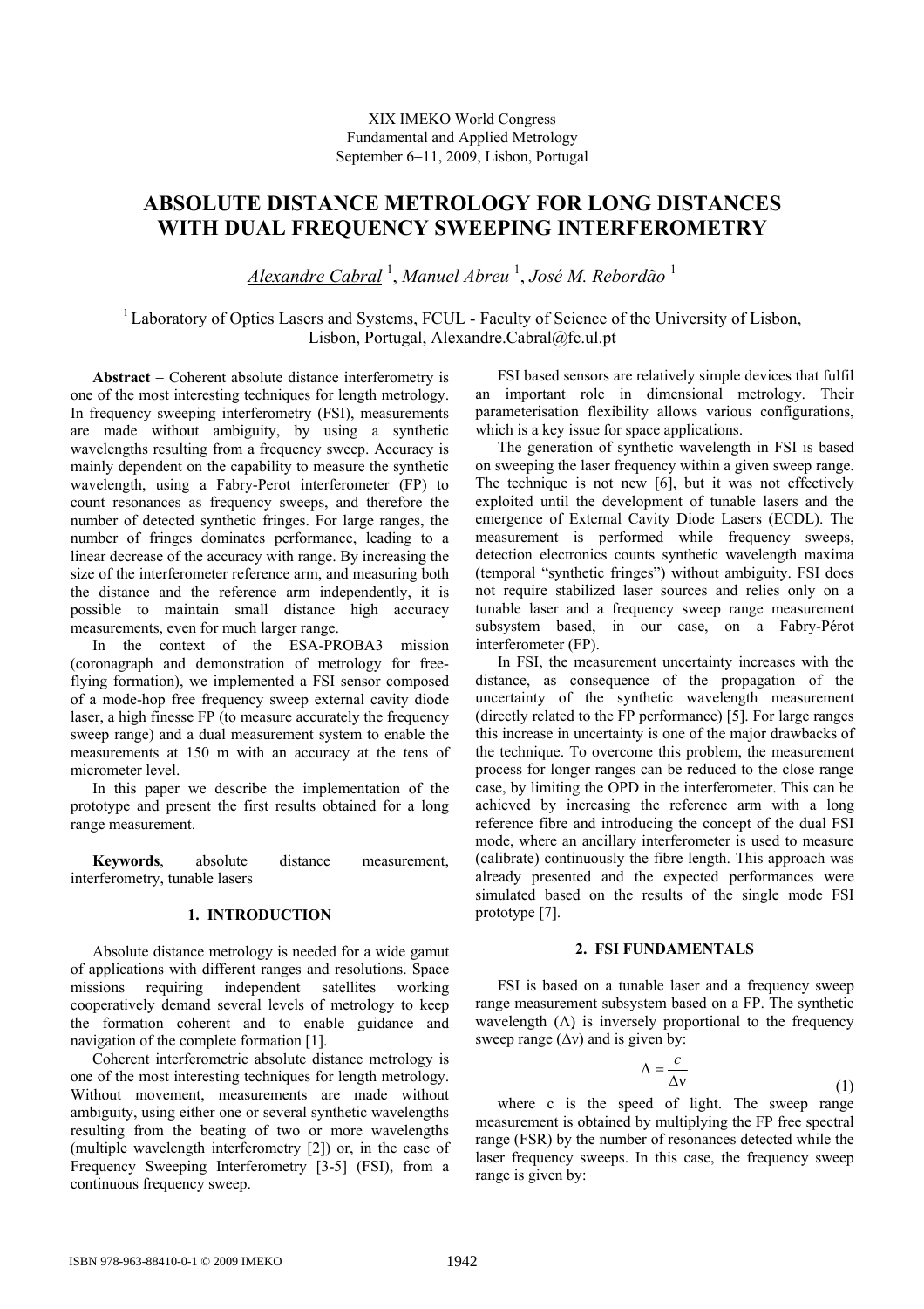XIX IMEKO World Congress
Fundamental and Applied Metrology
September 6−11, 2009, Lisbon, Portugal

# ABSOLUTE DISTANCE METROLOGY FOR LONG DISTANCES WITH DUAL FREQUENCY SWEEPING INTERFEROMETRY

*Alexandre Cabral* [1], *Manuel Abreu* [1], *José M. Rebordão* [1]

[1] Laboratory of Optics Lasers and Systems, FCUL - Faculty of Science of the University of Lisbon, Lisbon, Portugal, Alexandre.Cabral@fc.ul.pt

**Abstract** − Coherent absolute distance interferometry is one of the most interesting techniques for length metrology. In frequency sweeping interferometry (FSI), measurements are made without ambiguity, by using a synthetic wavelengths resulting from a frequency sweep. Accuracy is mainly dependent on the capability to measure the synthetic wavelength, using a Fabry-Perot interferometer (FP) to count resonances as frequency sweeps, and therefore the number of detected synthetic fringes. For large ranges, the number of fringes dominates performance, leading to a linear decrease of the accuracy with range. By increasing the size of the interferometer reference arm, and measuring both the distance and the reference arm independently, it is possible to maintain small distance high accuracy measurements, even for much larger range.

In the context of the ESA-PROBA3 mission (coronagraph and demonstration of metrology for free-flying formation), we implemented a FSI sensor composed of a mode-hop free frequency sweep external cavity diode laser, a high finesse FP (to measure accurately the frequency sweep range) and a dual measurement system to enable the measurements at 150 m with an accuracy at the tens of micrometer level.

In this paper we describe the implementation of the prototype and present the first results obtained for a long range measurement.

**Keywords**, absolute distance measurement, interferometry, tunable lasers

## 1. INTRODUCTION

Absolute distance metrology is needed for a wide gamut of applications with different ranges and resolutions. Space missions requiring independent satellites working cooperatively demand several levels of metrology to keep the formation coherent and to enable guidance and navigation of the complete formation [1].

Coherent interferometric absolute distance metrology is one of the most interesting techniques for length metrology. Without movement, measurements are made without ambiguity, using either one or several synthetic wavelengths resulting from the beating of two or more wavelengths (multiple wavelength interferometry [2]) or, in the case of Frequency Sweeping Interferometry [3-5] (FSI), from a continuous frequency sweep.

FSI based sensors are relatively simple devices that fulfil an important role in dimensional metrology. Their parameterisation flexibility allows various configurations, which is a key issue for space applications.

The generation of synthetic wavelength in FSI is based on sweeping the laser frequency within a given sweep range. The technique is not new [6], but it was not effectively exploited until the development of tunable lasers and the emergence of External Cavity Diode Lasers (ECDL). The measurement is performed while frequency sweeps, detection electronics counts synthetic wavelength maxima (temporal "synthetic fringes") without ambiguity. FSI does not require stabilized laser sources and relies only on a tunable laser and a frequency sweep range measurement subsystem based, in our case, on a Fabry-Pérot interferometer (FP).

In FSI, the measurement uncertainty increases with the distance, as consequence of the propagation of the uncertainty of the synthetic wavelength measurement (directly related to the FP performance) [5]. For large ranges this increase in uncertainty is one of the major drawbacks of the technique. To overcome this problem, the measurement process for longer ranges can be reduced to the close range case, by limiting the OPD in the interferometer. This can be achieved by increasing the reference arm with a long reference fibre and introducing the concept of the dual FSI mode, where an ancillary interferometer is used to measure (calibrate) continuously the fibre length. This approach was already presented and the expected performances were simulated based on the results of the single mode FSI prototype [7].

## 2. FSI FUNDAMENTALS

FSI is based on a tunable laser and a frequency sweep range measurement subsystem based on a FP. The synthetic wavelength ($\Lambda$) is inversely proportional to the frequency sweep range ($\Delta\nu$) and is given by:

$$\Lambda = \frac{c}{\Delta\nu} \tag{1}$$

where c is the speed of light. The sweep range measurement is obtained by multiplying the FP free spectral range (FSR) by the number of resonances detected while the laser frequency sweeps. In this case, the frequency sweep range is given by: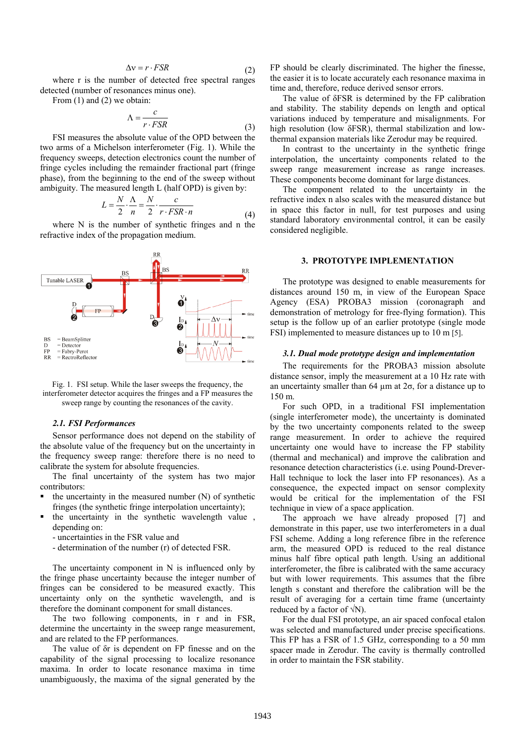$$\Delta\nu = r \cdot FSR \quad (2)$$

where r is the number of detected free spectral ranges detected (number of resonances minus one).

From (1) and (2) we obtain:

$$\Lambda = \frac{c}{r \cdot FSR} \quad (3)$$

FSI measures the absolute value of the OPD between the two arms of a Michelson interferometer (Fig. 1). While the frequency sweeps, detection electronics count the number of fringe cycles including the remainder fractional part (fringe phase), from the beginning to the end of the sweep without ambiguity. The measured length L (half OPD) is given by:

$$L = \frac{N}{2} \cdot \frac{\Lambda}{n} = \frac{N}{2} \cdot \frac{c}{r \cdot FSR \cdot n} \quad (4)$$

where N is the number of synthetic fringes and n the refractive index of the propagation medium.

Tunable LASER
BS
RR
BS
RR
D
FP
D
ν
Δν
I_D
N
I_D
time
time
time
BS = BeamSplitter
D = Detector
FP = Fabry-Perot
RR = RectroReflector

Fig. 1. FSI setup. While the laser sweeps the frequency, the interferometer detector acquires the fringes and a FP measures the sweep range by counting the resonances of the cavity.

### *2.1. FSI Performances*

Sensor performance does not depend on the stability of the absolute value of the frequency but on the uncertainty in the frequency sweep range: therefore there is no need to calibrate the system for absolute frequencies.

The final uncertainty of the system has two major contributors:

- the uncertainty in the measured number (N) of synthetic fringes (the synthetic fringe interpolation uncertainty);
- the uncertainty in the synthetic wavelength value , depending on:
  - uncertainties in the FSR value and
  - determination of the number (r) of detected FSR.

The uncertainty component in N is influenced only by the fringe phase uncertainty because the integer number of fringes can be considered to be measured exactly. This uncertainty only on the synthetic wavelength, and is therefore the dominant component for small distances.

The two following components, in r and in FSR, determine the uncertainty in the sweep range measurement, and are related to the FP performances.

The value of $\delta r$ is dependent on FP finesse and on the capability of the signal processing to localize resonance maxima. In order to locate resonance maxima in time unambiguously, the maxima of the signal generated by the FP should be clearly discriminated. The higher the finesse, the easier it is to locate accurately each resonance maxima in time and, therefore, reduce derived sensor errors.

The value of $\delta FSR$ is determined by the FP calibration and stability. The stability depends on length and optical variations induced by temperature and misalignments. For high resolution (low $\delta FSR$), thermal stabilization and low-thermal expansion materials like Zerodur may be required.

In contrast to the uncertainty in the synthetic fringe interpolation, the uncertainty components related to the sweep range measurement increase as range increases. These components become dominant for large distances.

The component related to the uncertainty in the refractive index n also scales with the measured distance but in space this factor in null, for test purposes and using standard laboratory environmental control, it can be easily considered negligible.

## 3. PROTOTYPE IMPLEMENTATION

The prototype was designed to enable measurements for distances around 150 m, in view of the European Space Agency (ESA) PROBA3 mission (coronagraph and demonstration of metrology for free-flying formation). This setup is the follow up of an earlier prototype (single mode FSI) implemented to measure distances up to 10 m [5].

### *3.1. Dual mode prototype design and implementation*

The requirements for the PROBA3 mission absolute distance sensor, imply the measurement at a 10 Hz rate with an uncertainty smaller than 64 µm at 2σ, for a distance up to 150 m.

For such OPD, in a traditional FSI implementation (single interferometer mode), the uncertainty is dominated by the two uncertainty components related to the sweep range measurement. In order to achieve the required uncertainty one would have to increase the FP stability (thermal and mechanical) and improve the calibration and resonance detection characteristics (i.e. using Pound-Drever-Hall technique to lock the laser into FP resonances). As a consequence, the expected impact on sensor complexity would be critical for the implementation of the FSI technique in view of a space application.

The approach we have already proposed [7] and demonstrate in this paper, use two interferometers in a dual FSI scheme. Adding a long reference fibre in the reference arm, the measured OPD is reduced to the real distance minus half fibre optical path length. Using an additional interferometer, the fibre is calibrated with the same accuracy but with lower requirements. This assumes that the fibre length s constant and therefore the calibration will be the result of averaging for a certain time frame (uncertainty reduced by a factor of $\sqrt{N}$).

For the dual FSI prototype, an air spaced confocal etalon was selected and manufactured under precise specifications. This FP has a FSR of 1.5 GHz, corresponding to a 50 mm spacer made in Zerodur. The cavity is thermally controlled in order to maintain the FSR stability.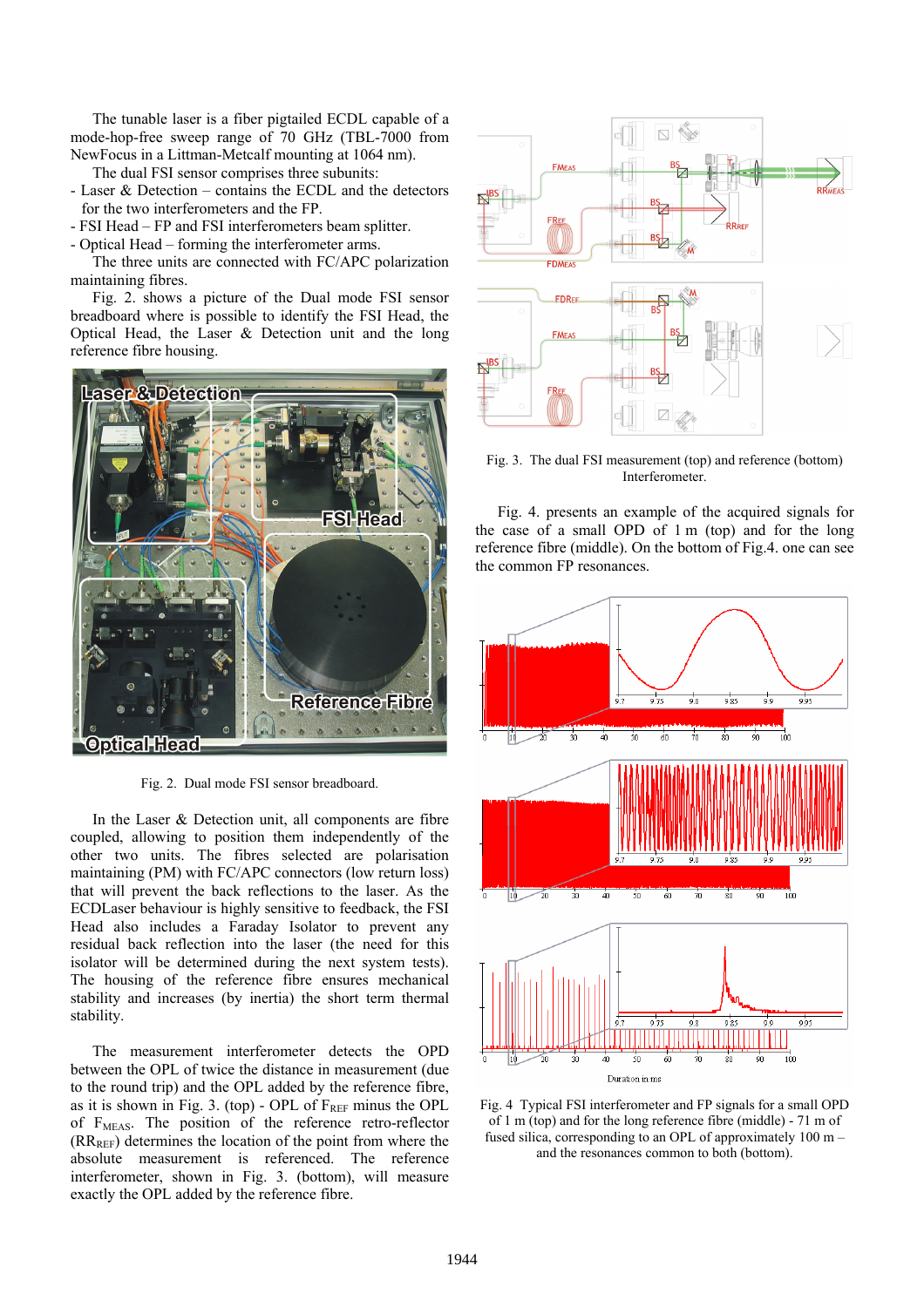The tunable laser is a fiber pigtailed ECDL capable of a mode-hop-free sweep range of 70 GHz (TBL-7000 from NewFocus in a Littman-Metcalf mounting at 1064 nm).

The dual FSI sensor comprises three subunits:

- Laser & Detection – contains the ECDL and the detectors for the two interferometers and the FP.
- FSI Head – FP and FSI interferometers beam splitter.
- Optical Head – forming the interferometer arms.

The three units are connected with FC/APC polarization maintaining fibres.

Fig. 2. shows a picture of the Dual mode FSI sensor breadboard where is possible to identify the FSI Head, the Optical Head, the Laser & Detection unit and the long reference fibre housing.

Laser & Detection
FSI Head
Reference Fibre
Optical Head

Fig. 2. Dual mode FSI sensor breadboard.

In the Laser & Detection unit, all components are fibre coupled, allowing to position them independently of the other two units. The fibres selected are polarisation maintaining (PM) with FC/APC connectors (low return loss) that will prevent the back reflections to the laser. As the ECDLaser behaviour is highly sensitive to feedback, the FSI Head also includes a Faraday Isolator to prevent any residual back reflection into the laser (the need for this isolator will be determined during the next system tests). The housing of the reference fibre ensures mechanical stability and increases (by inertia) the short term thermal stability.

The measurement interferometer detects the OPD between the OPL of twice the distance in measurement (due to the round trip) and the OPL added by the reference fibre, as it is shown in Fig. 3. (top) - OPL of $F_{REF}$ minus the OPL of $F_{MEAS}$. The position of the reference retro-reflector ($RR_{REF}$) determines the location of the point from where the absolute measurement is referenced. The reference interferometer, shown in Fig. 3. (bottom), will measure exactly the OPL added by the reference fibre.

FMEAS
BS
IBS
BS
RRMEAS
FREF
BS
RRREF
M
FDMEAS

FDREF
M
BS
FMEAS
BS
IBS
BS
FREF

Fig. 3. The dual FSI measurement (top) and reference (bottom) Interferometer.

Fig. 4. presents an example of the acquired signals for the case of a small OPD of 1 m (top) and for the long reference fibre (middle). On the bottom of Fig.4. one can see the common FP resonances.

9.7 9.75 9.8 9.85 9.9 9.95
0 10 20 30 40 50 60 70 80 90 100

9.7 9.75 9.8 9.85 9.9 9.95
0 10 20 30 40 50 60 70 80 90 100

9.7 9.75 9.8 9.85 9.9 9.95
0 10 20 30 40 50 60 70 80 90 100
Duration in ms

Fig. 4 Typical FSI interferometer and FP signals for a small OPD of 1 m (top) and for the long reference fibre (middle) - 71 m of fused silica, corresponding to an OPL of approximately 100 m – and the resonances common to both (bottom).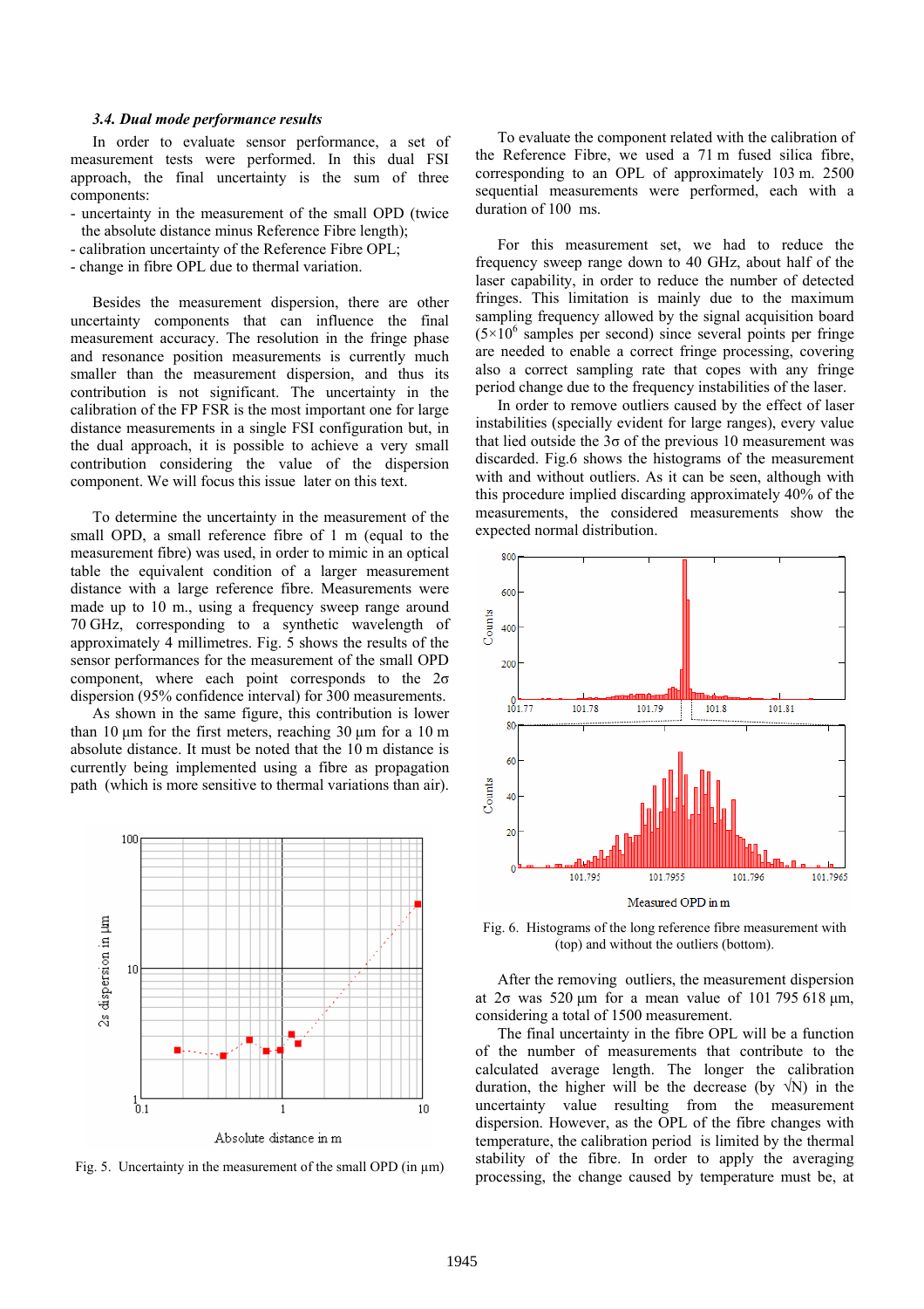### *3.4. Dual mode performance results*

In order to evaluate sensor performance, a set of measurement tests were performed. In this dual FSI approach, the final uncertainty is the sum of three components:

- uncertainty in the measurement of the small OPD (twice the absolute distance minus Reference Fibre length);
- calibration uncertainty of the Reference Fibre OPL;
- change in fibre OPL due to thermal variation.

Besides the measurement dispersion, there are other uncertainty components that can influence the final measurement accuracy. The resolution in the fringe phase and resonance position measurements is currently much smaller than the measurement dispersion, and thus its contribution is not significant. The uncertainty in the calibration of the FP FSR is the most important one for large distance measurements in a single FSI configuration but, in the dual approach, it is possible to achieve a very small contribution considering the value of the dispersion component. We will focus this issue later on this text.

To determine the uncertainty in the measurement of the small OPD, a small reference fibre of 1 m (equal to the measurement fibre) was used, in order to mimic in an optical table the equivalent condition of a larger measurement distance with a large reference fibre. Measurements were made up to 10 m., using a frequency sweep range around 70 GHz, corresponding to a synthetic wavelength of approximately 4 millimetres. Fig. 5 shows the results of the sensor performances for the measurement of the small OPD component, where each point corresponds to the 2σ dispersion (95% confidence interval) for 300 measurements.

As shown in the same figure, this contribution is lower than 10 µm for the first meters, reaching 30 µm for a 10 m absolute distance. It must be noted that the 10 m distance is currently being implemented using a fibre as propagation path (which is more sensitive to thermal variations than air).

100
10
1
0.1
1
10
2s dispersion in µm
Absolute distance in m

Fig. 5. Uncertainty in the measurement of the small OPD (in µm)

To evaluate the component related with the calibration of the Reference Fibre, we used a 71 m fused silica fibre, corresponding to an OPL of approximately 103 m. 2500 sequential measurements were performed, each with a duration of 100 ms.

For this measurement set, we had to reduce the frequency sweep range down to 40 GHz, about half of the laser capability, in order to reduce the number of detected fringes. This limitation is mainly due to the maximum sampling frequency allowed by the signal acquisition board ($5\times10^6$ samples per second) since several points per fringe are needed to enable a correct fringe processing, covering also a correct sampling rate that copes with any fringe period change due to the frequency instabilities of the laser.

In order to remove outliers caused by the effect of laser instabilities (specially evident for large ranges), every value that lied outside the 3σ of the previous 10 measurement was discarded. Fig.6 shows the histograms of the measurement with and without outliers. As it can be seen, although with this procedure implied discarding approximately 40% of the measurements, the considered measurements show the expected normal distribution.

800
600
400
200
0
Counts
101.77
101.78
101.79
101.8
101.81
80
60
40
20
0
Counts
101.795
101.7955
101.796
101.7965
Measured OPD in m

Fig. 6. Histograms of the long reference fibre measurement with (top) and without the outliers (bottom).

After the removing outliers, the measurement dispersion at 2σ was 520 µm for a mean value of 101 795 618 µm, considering a total of 1500 measurement.

The final uncertainty in the fibre OPL will be a function of the number of measurements that contribute to the calculated average length. The longer the calibration duration, the higher will be the decrease (by $\sqrt{N}$) in the uncertainty value resulting from the measurement dispersion. However, as the OPL of the fibre changes with temperature, the calibration period is limited by the thermal stability of the fibre. In order to apply the averaging processing, the change caused by temperature must be, at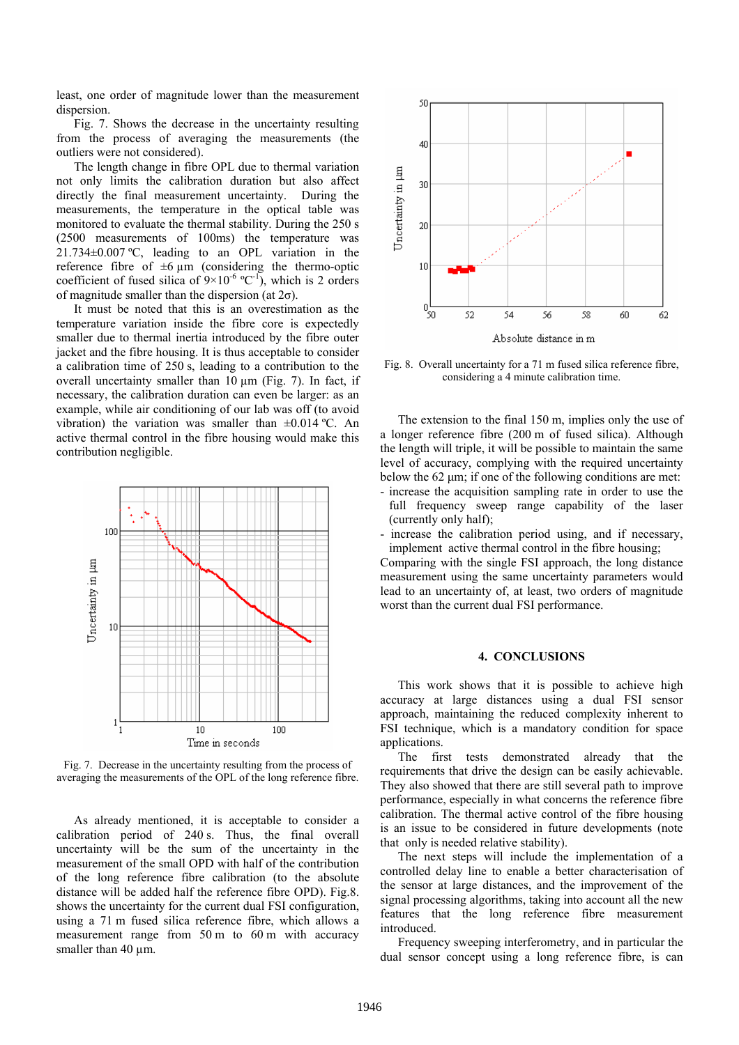least, one order of magnitude lower than the measurement dispersion.

Fig. 7. Shows the decrease in the uncertainty resulting from the process of averaging the measurements (the outliers were not considered).

The length change in fibre OPL due to thermal variation not only limits the calibration duration but also affect directly the final measurement uncertainty. During the measurements, the temperature in the optical table was monitored to evaluate the thermal stability. During the 250 s (2500 measurements of 100ms) the temperature was 21.734±0.007 ºC, leading to an OPL variation in the reference fibre of ±6 µm (considering the thermo-optic coefficient of fused silica of $9\times10^{-6}$ ºC$^{-1}$), which is 2 orders of magnitude smaller than the dispersion (at 2σ).

It must be noted that this is an overestimation as the temperature variation inside the fibre core is expectedly smaller due to thermal inertia introduced by the fibre outer jacket and the fibre housing. It is thus acceptable to consider a calibration time of 250 s, leading to a contribution to the overall uncertainty smaller than 10 µm (Fig. 7). In fact, if necessary, the calibration duration can even be larger: as an example, while air conditioning of our lab was off (to avoid vibration) the variation was smaller than ±0.014 ºC. An active thermal control in the fibre housing would make this contribution negligible.

Uncertainty in µm
100
10
1
1
10
100
Time in seconds

Fig. 7. Decrease in the uncertainty resulting from the process of averaging the measurements of the OPL of the long reference fibre.

As already mentioned, it is acceptable to consider a calibration period of 240 s. Thus, the final overall uncertainty will be the sum of the uncertainty in the measurement of the small OPD with half of the contribution of the long reference fibre calibration (to the absolute distance will be added half the reference fibre OPD). Fig.8. shows the uncertainty for the current dual FSI configuration, using a 71 m fused silica reference fibre, which allows a measurement range from 50 m to 60 m with accuracy smaller than 40 µm.

Uncertainty in µm
50
40
30
20
10
0
50
52
54
56
58
60
62
Absolute distance in m

Fig. 8. Overall uncertainty for a 71 m fused silica reference fibre, considering a 4 minute calibration time.

The extension to the final 150 m, implies only the use of a longer reference fibre (200 m of fused silica). Although the length will triple, it will be possible to maintain the same level of accuracy, complying with the required uncertainty below the 62 µm; if one of the following conditions are met:

- increase the acquisition sampling rate in order to use the full frequency sweep range capability of the laser (currently only half);
- increase the calibration period using, and if necessary, implement active thermal control in the fibre housing;

Comparing with the single FSI approach, the long distance measurement using the same uncertainty parameters would lead to an uncertainty of, at least, two orders of magnitude worst than the current dual FSI performance.

## 4. CONCLUSIONS

This work shows that it is possible to achieve high accuracy at large distances using a dual FSI sensor approach, maintaining the reduced complexity inherent to FSI technique, which is a mandatory condition for space applications.

The first tests demonstrated already that the requirements that drive the design can be easily achievable. They also showed that there are still several path to improve performance, especially in what concerns the reference fibre calibration. The thermal active control of the fibre housing is an issue to be considered in future developments (note that only is needed relative stability).

The next steps will include the implementation of a controlled delay line to enable a better characterisation of the sensor at large distances, and the improvement of the signal processing algorithms, taking into account all the new features that the long reference fibre measurement introduced.

Frequency sweeping interferometry, and in particular the dual sensor concept using a long reference fibre, is can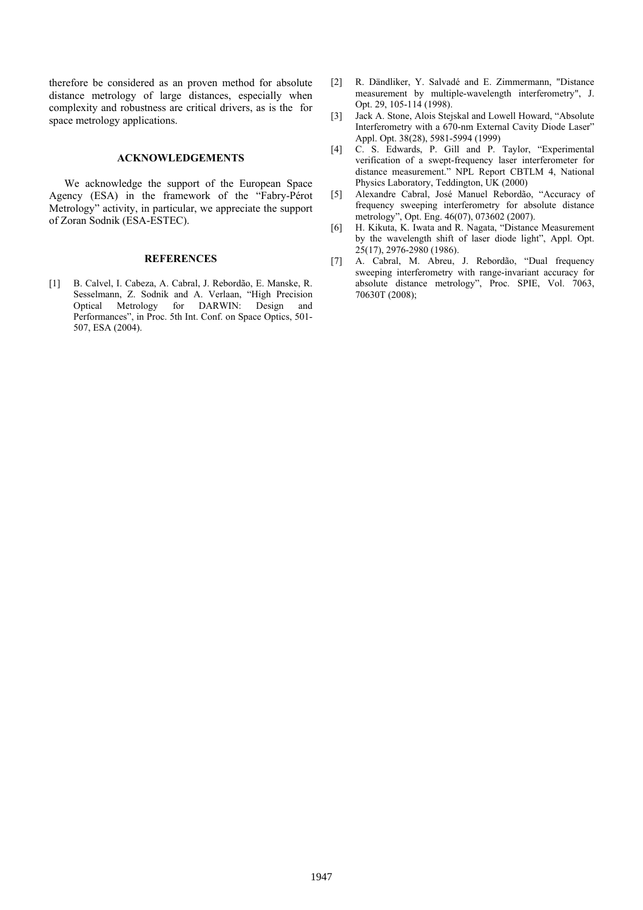therefore be considered as an proven method for absolute distance metrology of large distances, especially when complexity and robustness are critical drivers, as is the for space metrology applications.

## ACKNOWLEDGEMENTS

We acknowledge the support of the European Space Agency (ESA) in the framework of the "Fabry-Pérot Metrology" activity, in particular, we appreciate the support of Zoran Sodnik (ESA-ESTEC).

## REFERENCES

[1] B. Calvel, I. Cabeza, A. Cabral, J. Rebordão, E. Manske, R. Sesselmann, Z. Sodnik and A. Verlaan, "High Precision Optical Metrology for DARWIN: Design and Performances", in Proc. 5th Int. Conf. on Space Optics, 501-507, ESA (2004).

[2] R. Dändliker, Y. Salvadé and E. Zimmermann, "Distance measurement by multiple-wavelength interferometry", J. Opt. 29, 105-114 (1998).

[3] Jack A. Stone, Alois Stejskal and Lowell Howard, "Absolute Interferometry with a 670-nm External Cavity Diode Laser" Appl. Opt. 38(28), 5981-5994 (1999)

[4] C. S. Edwards, P. Gill and P. Taylor, "Experimental verification of a swept-frequency laser interferometer for distance measurement." NPL Report CBTLM 4, National Physics Laboratory, Teddington, UK (2000)

[5] Alexandre Cabral, José Manuel Rebordão, "Accuracy of frequency sweeping interferometry for absolute distance metrology", Opt. Eng. 46(07), 073602 (2007).

[6] H. Kikuta, K. Iwata and R. Nagata, "Distance Measurement by the wavelength shift of laser diode light", Appl. Opt. 25(17), 2976-2980 (1986).

[7] A. Cabral, M. Abreu, J. Rebordão, "Dual frequency sweeping interferometry with range-invariant accuracy for absolute distance metrology", Proc. SPIE, Vol. 7063, 70630T (2008);